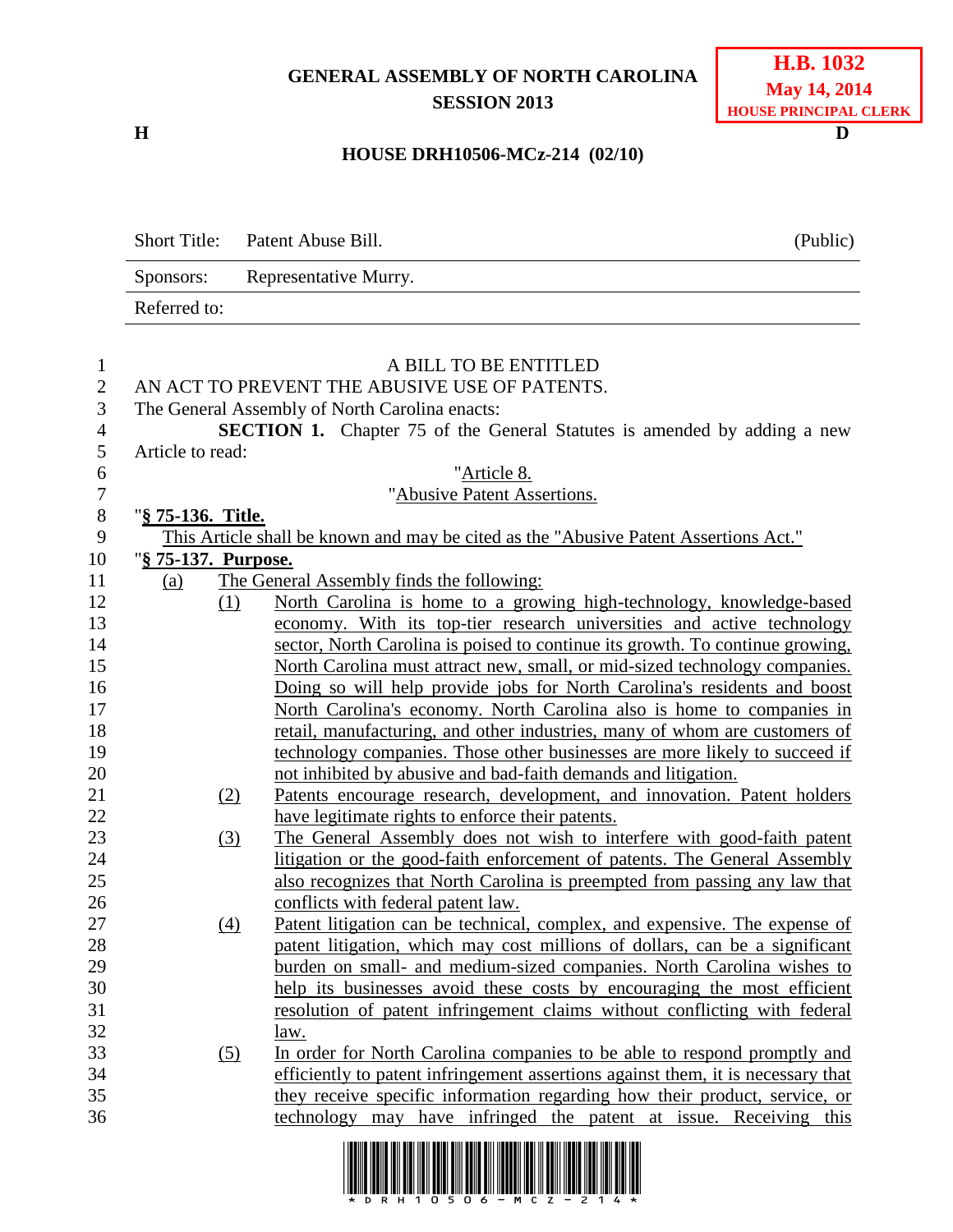GENERAL ASSEMBLY OF NORTH CAROLINA
SESSION 2013

**H.B. 1032**
**May 14, 2014**
**HOUSE PRINCIPAL CLERK**

H D

**HOUSE DRH10506-MCz-214 (02/10)**

| Short Title: | Patent Abuse Bill. | (Public) |
|---|---|---|
| Sponsors: | Representative Murry. | |
| Referred to: | | |

A BILL TO BE ENTITLED
AN ACT TO PREVENT THE ABUSIVE USE OF PATENTS.
The General Assembly of North Carolina enacts:

**SECTION 1.** Chapter 75 of the General Statutes is amended by adding a new Article to read:

"Article 8.
"Abusive Patent Assertions.

"**§ 75-136. Title.**

This Article shall be known and may be cited as the "Abusive Patent Assertions Act."

"**§ 75-137. Purpose.**

(a) The General Assembly finds the following:

(1) North Carolina is home to a growing high-technology, knowledge-based economy. With its top-tier research universities and active technology sector, North Carolina is poised to continue its growth. To continue growing, North Carolina must attract new, small, or mid-sized technology companies. Doing so will help provide jobs for North Carolina's residents and boost North Carolina's economy. North Carolina also is home to companies in retail, manufacturing, and other industries, many of whom are customers of technology companies. Those other businesses are more likely to succeed if not inhibited by abusive and bad-faith demands and litigation.

(2) Patents encourage research, development, and innovation. Patent holders have legitimate rights to enforce their patents.

(3) The General Assembly does not wish to interfere with good-faith patent litigation or the good-faith enforcement of patents. The General Assembly also recognizes that North Carolina is preempted from passing any law that conflicts with federal patent law.

(4) Patent litigation can be technical, complex, and expensive. The expense of patent litigation, which may cost millions of dollars, can be a significant burden on small- and medium-sized companies. North Carolina wishes to help its businesses avoid these costs by encouraging the most efficient resolution of patent infringement claims without conflicting with federal law.

(5) In order for North Carolina companies to be able to respond promptly and efficiently to patent infringement assertions against them, it is necessary that they receive specific information regarding how their product, service, or technology may have infringed the patent at issue. Receiving this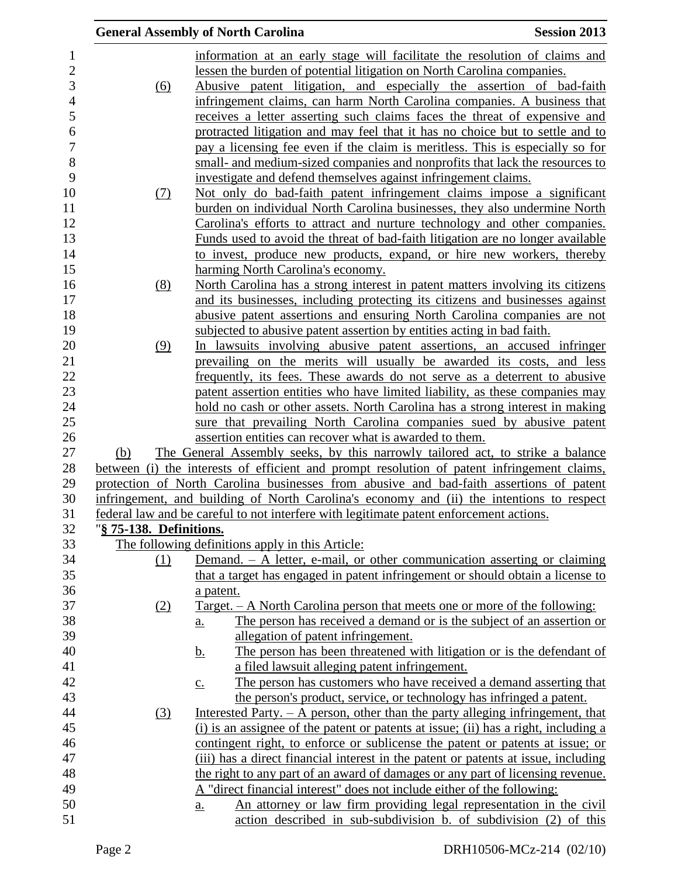information at an early stage will facilitate the resolution of claims and lessen the burden of potential litigation on North Carolina companies.

(6) Abusive patent litigation, and especially the assertion of bad-faith infringement claims, can harm North Carolina companies. A business that receives a letter asserting such claims faces the threat of expensive and protracted litigation and may feel that it has no choice but to settle and to pay a licensing fee even if the claim is meritless. This is especially so for small- and medium-sized companies and nonprofits that lack the resources to investigate and defend themselves against infringement claims.

(7) Not only do bad-faith patent infringement claims impose a significant burden on individual North Carolina businesses, they also undermine North Carolina's efforts to attract and nurture technology and other companies. Funds used to avoid the threat of bad-faith litigation are no longer available to invest, produce new products, expand, or hire new workers, thereby harming North Carolina's economy.

(8) North Carolina has a strong interest in patent matters involving its citizens and its businesses, including protecting its citizens and businesses against abusive patent assertions and ensuring North Carolina companies are not subjected to abusive patent assertion by entities acting in bad faith.

(9) In lawsuits involving abusive patent assertions, an accused infringer prevailing on the merits will usually be awarded its costs, and less frequently, its fees. These awards do not serve as a deterrent to abusive patent assertion entities who have limited liability, as these companies may hold no cash or other assets. North Carolina has a strong interest in making sure that prevailing North Carolina companies sued by abusive patent assertion entities can recover what is awarded to them.

(b) The General Assembly seeks, by this narrowly tailored act, to strike a balance between (i) the interests of efficient and prompt resolution of patent infringement claims, protection of North Carolina businesses from abusive and bad-faith assertions of patent infringement, and building of North Carolina's economy and (ii) the intentions to respect federal law and be careful to not interfere with legitimate patent enforcement actions.

"**§ 75-138. Definitions.**

The following definitions apply in this Article:

(1) Demand. – A letter, e-mail, or other communication asserting or claiming that a target has engaged in patent infringement or should obtain a license to a patent.

(2) Target. – A North Carolina person that meets one or more of the following:

a. The person has received a demand or is the subject of an assertion or allegation of patent infringement.

b. The person has been threatened with litigation or is the defendant of a filed lawsuit alleging patent infringement.

c. The person has customers who have received a demand asserting that the person's product, service, or technology has infringed a patent.

(3) Interested Party. – A person, other than the party alleging infringement, that (i) is an assignee of the patent or patents at issue; (ii) has a right, including a contingent right, to enforce or sublicense the patent or patents at issue; or (iii) has a direct financial interest in the patent or patents at issue, including the right to any part of an award of damages or any part of licensing revenue. A "direct financial interest" does not include either of the following:

a. An attorney or law firm providing legal representation in the civil action described in sub-subdivision b. of subdivision (2) of this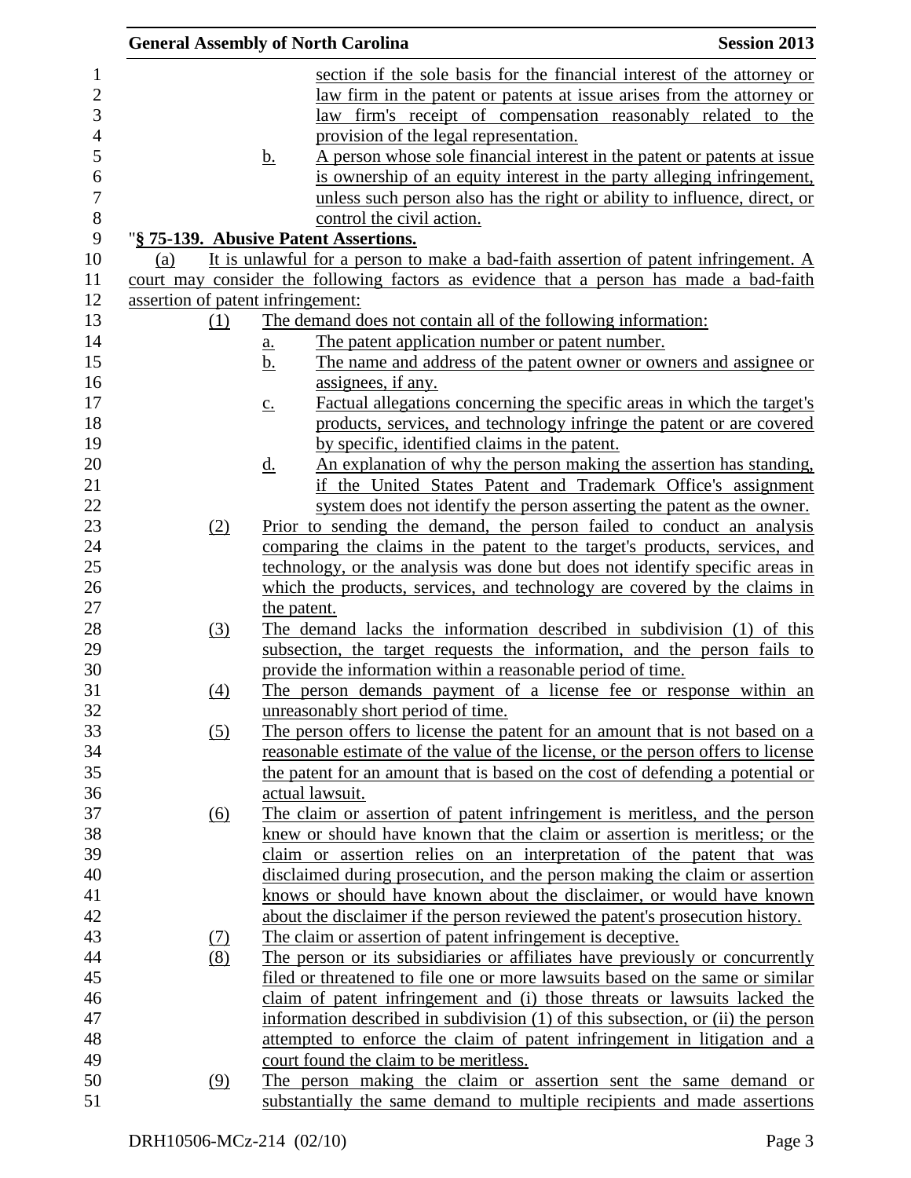section if the sole basis for the financial interest of the attorney or law firm in the patent or patents at issue arises from the attorney or law firm's receipt of compensation reasonably related to the provision of the legal representation.

b. A person whose sole financial interest in the patent or patents at issue is ownership of an equity interest in the party alleging infringement, unless such person also has the right or ability to influence, direct, or control the civil action.

"**§ 75-139. Abusive Patent Assertions.**

(a) It is unlawful for a person to make a bad-faith assertion of patent infringement. A court may consider the following factors as evidence that a person has made a bad-faith assertion of patent infringement:

(1) The demand does not contain all of the following information:

a. The patent application number or patent number.

b. The name and address of the patent owner or owners and assignee or assignees, if any.

c. Factual allegations concerning the specific areas in which the target's products, services, and technology infringe the patent or are covered by specific, identified claims in the patent.

d. An explanation of why the person making the assertion has standing, if the United States Patent and Trademark Office's assignment system does not identify the person asserting the patent as the owner.

(2) Prior to sending the demand, the person failed to conduct an analysis comparing the claims in the patent to the target's products, services, and technology, or the analysis was done but does not identify specific areas in which the products, services, and technology are covered by the claims in the patent.

(3) The demand lacks the information described in subdivision (1) of this subsection, the target requests the information, and the person fails to provide the information within a reasonable period of time.

(4) The person demands payment of a license fee or response within an unreasonably short period of time.

(5) The person offers to license the patent for an amount that is not based on a reasonable estimate of the value of the license, or the person offers to license the patent for an amount that is based on the cost of defending a potential or actual lawsuit.

(6) The claim or assertion of patent infringement is meritless, and the person knew or should have known that the claim or assertion is meritless; or the claim or assertion relies on an interpretation of the patent that was disclaimed during prosecution, and the person making the claim or assertion knows or should have known about the disclaimer, or would have known about the disclaimer if the person reviewed the patent's prosecution history.

(7) The claim or assertion of patent infringement is deceptive.

(8) The person or its subsidiaries or affiliates have previously or concurrently filed or threatened to file one or more lawsuits based on the same or similar claim of patent infringement and (i) those threats or lawsuits lacked the information described in subdivision (1) of this subsection, or (ii) the person attempted to enforce the claim of patent infringement in litigation and a court found the claim to be meritless.

(9) The person making the claim or assertion sent the same demand or substantially the same demand to multiple recipients and made assertions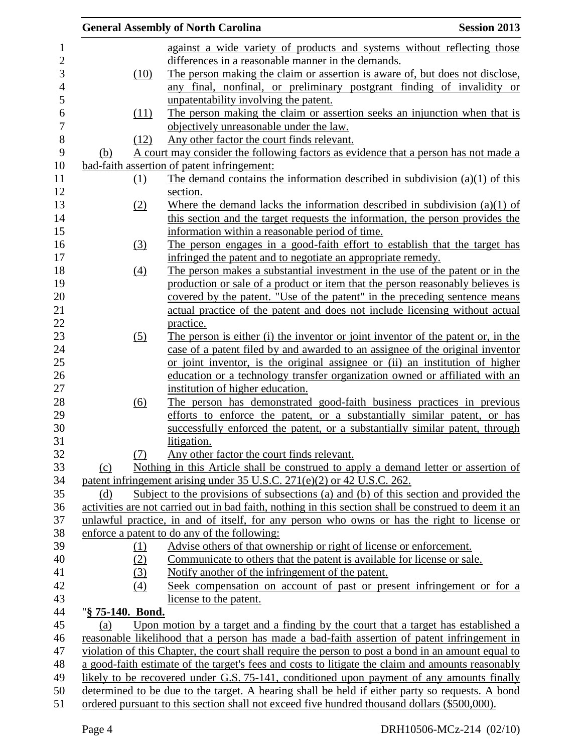against a wide variety of products and systems without reflecting those differences in a reasonable manner in the demands.

(10) The person making the claim or assertion is aware of, but does not disclose, any final, nonfinal, or preliminary postgrant finding of invalidity or unpatentability involving the patent.

(11) The person making the claim or assertion seeks an injunction when that is objectively unreasonable under the law.

(12) Any other factor the court finds relevant.

(b) A court may consider the following factors as evidence that a person has not made a bad-faith assertion of patent infringement:

(1) The demand contains the information described in subdivision (a)(1) of this section.

(2) Where the demand lacks the information described in subdivision (a)(1) of this section and the target requests the information, the person provides the information within a reasonable period of time.

(3) The person engages in a good-faith effort to establish that the target has infringed the patent and to negotiate an appropriate remedy.

(4) The person makes a substantial investment in the use of the patent or in the production or sale of a product or item that the person reasonably believes is covered by the patent. "Use of the patent" in the preceding sentence means actual practice of the patent and does not include licensing without actual practice.

(5) The person is either (i) the inventor or joint inventor of the patent or, in the case of a patent filed by and awarded to an assignee of the original inventor or joint inventor, is the original assignee or (ii) an institution of higher education or a technology transfer organization owned or affiliated with an institution of higher education.

(6) The person has demonstrated good-faith business practices in previous efforts to enforce the patent, or a substantially similar patent, or has successfully enforced the patent, or a substantially similar patent, through litigation.

(7) Any other factor the court finds relevant.

(c) Nothing in this Article shall be construed to apply a demand letter or assertion of patent infringement arising under 35 U.S.C. 271(e)(2) or 42 U.S.C. 262.

(d) Subject to the provisions of subsections (a) and (b) of this section and provided the activities are not carried out in bad faith, nothing in this section shall be construed to deem it an unlawful practice, in and of itself, for any person who owns or has the right to license or enforce a patent to do any of the following:

(1) Advise others of that ownership or right of license or enforcement.

(2) Communicate to others that the patent is available for license or sale.

(3) Notify another of the infringement of the patent.

(4) Seek compensation on account of past or present infringement or for a license to the patent.

"**§ 75-140. Bond.**

(a) Upon motion by a target and a finding by the court that a target has established a reasonable likelihood that a person has made a bad-faith assertion of patent infringement in violation of this Chapter, the court shall require the person to post a bond in an amount equal to a good-faith estimate of the target's fees and costs to litigate the claim and amounts reasonably likely to be recovered under G.S. 75-141, conditioned upon payment of any amounts finally determined to be due to the target. A hearing shall be held if either party so requests. A bond ordered pursuant to this section shall not exceed five hundred thousand dollars ($500,000).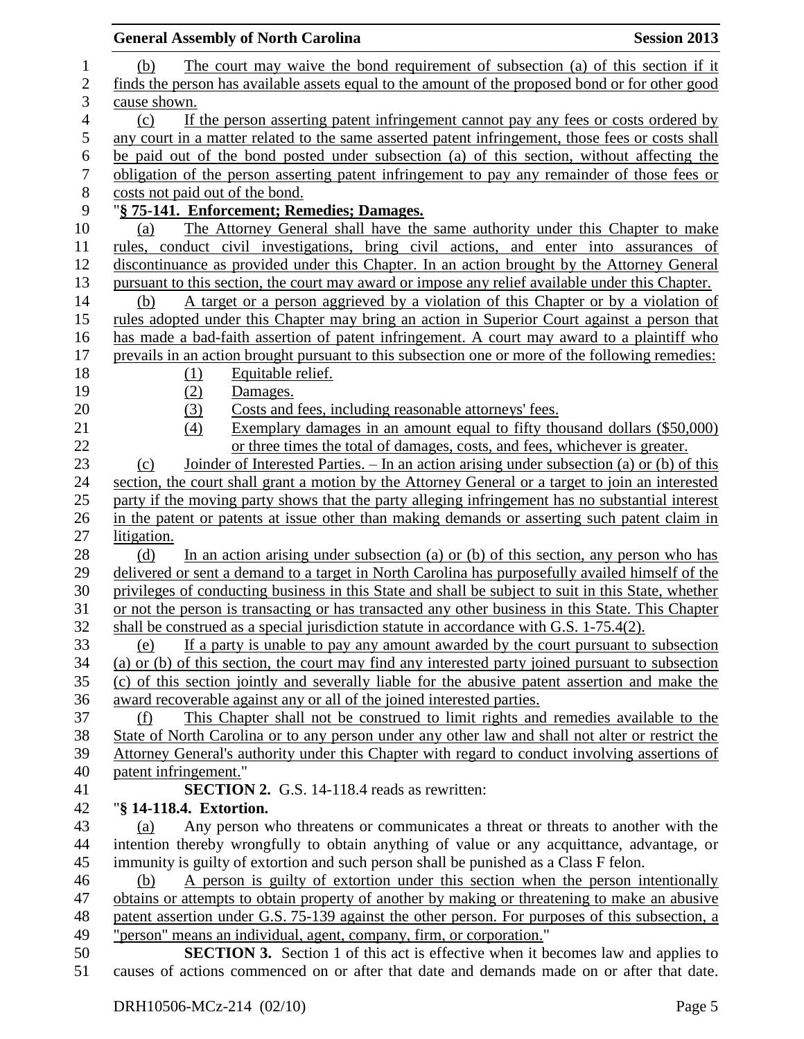(b) The court may waive the bond requirement of subsection (a) of this section if it finds the person has available assets equal to the amount of the proposed bond or for other good cause shown.

(c) If the person asserting patent infringement cannot pay any fees or costs ordered by any court in a matter related to the same asserted patent infringement, those fees or costs shall be paid out of the bond posted under subsection (a) of this section, without affecting the obligation of the person asserting patent infringement to pay any remainder of those fees or costs not paid out of the bond.

"**§ 75-141. Enforcement; Remedies; Damages.**

(a) The Attorney General shall have the same authority under this Chapter to make rules, conduct civil investigations, bring civil actions, and enter into assurances of discontinuance as provided under this Chapter. In an action brought by the Attorney General pursuant to this section, the court may award or impose any relief available under this Chapter.

(b) A target or a person aggrieved by a violation of this Chapter or by a violation of rules adopted under this Chapter may bring an action in Superior Court against a person that has made a bad-faith assertion of patent infringement. A court may award to a plaintiff who prevails in an action brought pursuant to this subsection one or more of the following remedies:

(1) Equitable relief.
(2) Damages.
(3) Costs and fees, including reasonable attorneys' fees.
(4) Exemplary damages in an amount equal to fifty thousand dollars ($50,000) or three times the total of damages, costs, and fees, whichever is greater.

(c) Joinder of Interested Parties. – In an action arising under subsection (a) or (b) of this section, the court shall grant a motion by the Attorney General or a target to join an interested party if the moving party shows that the party alleging infringement has no substantial interest in the patent or patents at issue other than making demands or asserting such patent claim in litigation.

(d) In an action arising under subsection (a) or (b) of this section, any person who has delivered or sent a demand to a target in North Carolina has purposefully availed himself of the privileges of conducting business in this State and shall be subject to suit in this State, whether or not the person is transacting or has transacted any other business in this State. This Chapter shall be construed as a special jurisdiction statute in accordance with G.S. 1-75.4(2).

(e) If a party is unable to pay any amount awarded by the court pursuant to subsection (a) or (b) of this section, the court may find any interested party joined pursuant to subsection (c) of this section jointly and severally liable for the abusive patent assertion and make the award recoverable against any or all of the joined interested parties.

(f) This Chapter shall not be construed to limit rights and remedies available to the State of North Carolina or to any person under any other law and shall not alter or restrict the Attorney General's authority under this Chapter with regard to conduct involving assertions of patent infringement."

**SECTION 2.** G.S. 14-118.4 reads as rewritten:

"**§ 14-118.4. Extortion.**

(a) Any person who threatens or communicates a threat or threats to another with the intention thereby wrongfully to obtain anything of value or any acquittance, advantage, or immunity is guilty of extortion and such person shall be punished as a Class F felon.

(b) A person is guilty of extortion under this section when the person intentionally obtains or attempts to obtain property of another by making or threatening to make an abusive patent assertion under G.S. 75-139 against the other person. For purposes of this subsection, a "person" means an individual, agent, company, firm, or corporation."

**SECTION 3.** Section 1 of this act is effective when it becomes law and applies to causes of actions commenced on or after that date and demands made on or after that date.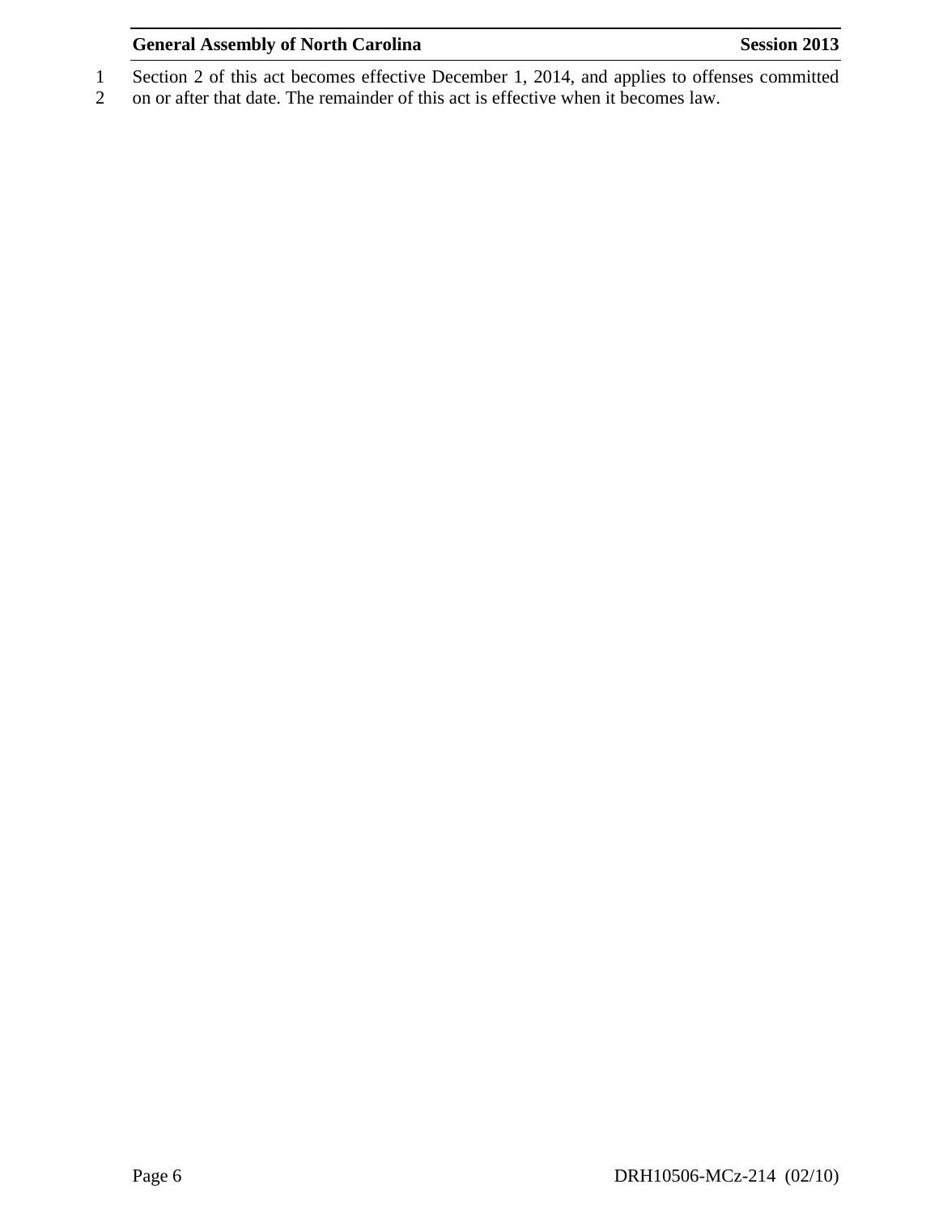Section 2 of this act becomes effective December 1, 2014, and applies to offenses committed on or after that date. The remainder of this act is effective when it becomes law.